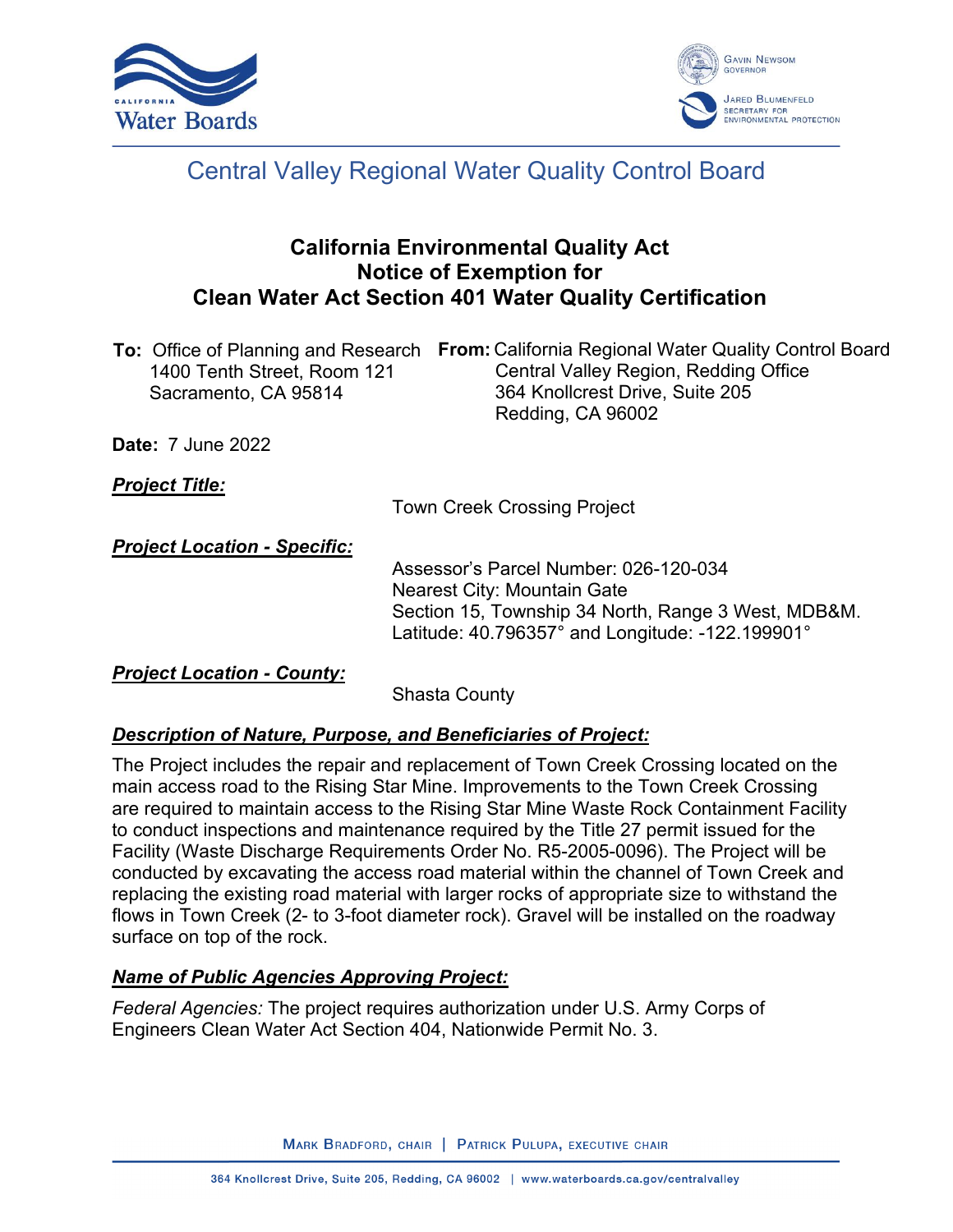# Central Valley Regional Water Quality Control Board

## California Environmental Quality Act
## Notice of Exemption for
## Clean Water Act Section 401 Water Quality Certification

**To:** Office of Planning and Research
1400 Tenth Street, Room 121
Sacramento, CA 95814

**From:** California Regional Water Quality Control Board
Central Valley Region, Redding Office
364 Knollcrest Drive, Suite 205
Redding, CA 96002

**Date:** 7 June 2022

***Project Title:***

Town Creek Crossing Project

***Project Location - Specific:***

Assessor's Parcel Number: 026-120-034
Nearest City: Mountain Gate
Section 15, Township 34 North, Range 3 West, MDB&M.
Latitude: 40.796357° and Longitude: -122.199901°

***Project Location - County:***

Shasta County

***Description of Nature, Purpose, and Beneficiaries of Project:***

The Project includes the repair and replacement of Town Creek Crossing located on the main access road to the Rising Star Mine. Improvements to the Town Creek Crossing are required to maintain access to the Rising Star Mine Waste Rock Containment Facility to conduct inspections and maintenance required by the Title 27 permit issued for the Facility (Waste Discharge Requirements Order No. R5-2005-0096). The Project will be conducted by excavating the access road material within the channel of Town Creek and replacing the existing road material with larger rocks of appropriate size to withstand the flows in Town Creek (2- to 3-foot diameter rock). Gravel will be installed on the roadway surface on top of the rock.

***Name of Public Agencies Approving Project:***

*Federal Agencies:* The project requires authorization under U.S. Army Corps of Engineers Clean Water Act Section 404, Nationwide Permit No. 3.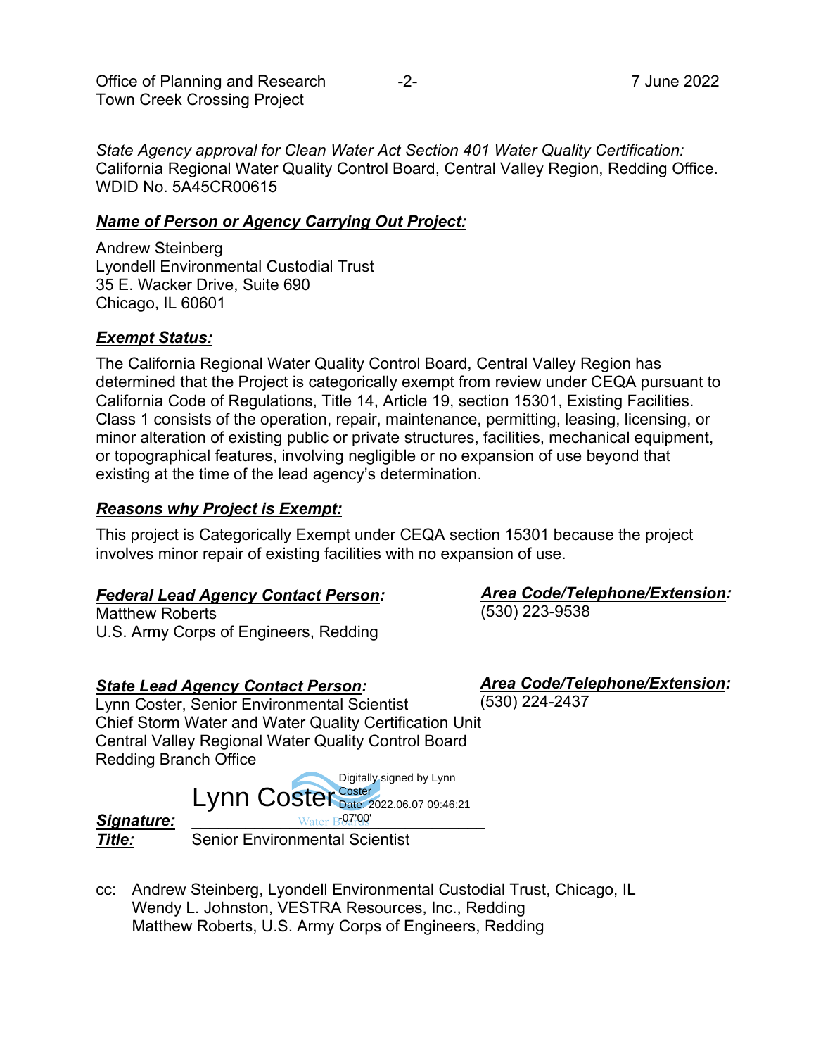*State Agency approval for Clean Water Act Section 401 Water Quality Certification:*
California Regional Water Quality Control Board, Central Valley Region, Redding Office.
WDID No. 5A45CR00615

***Name of Person or Agency Carrying Out Project:***

Andrew Steinberg
Lyondell Environmental Custodial Trust
35 E. Wacker Drive, Suite 690
Chicago, IL 60601

***Exempt Status:***

The California Regional Water Quality Control Board, Central Valley Region has determined that the Project is categorically exempt from review under CEQA pursuant to California Code of Regulations, Title 14, Article 19, section 15301, Existing Facilities. Class 1 consists of the operation, repair, maintenance, permitting, leasing, licensing, or minor alteration of existing public or private structures, facilities, mechanical equipment, or topographical features, involving negligible or no expansion of use beyond that existing at the time of the lead agency's determination.

***Reasons why Project is Exempt:***

This project is Categorically Exempt under CEQA section 15301 because the project involves minor repair of existing facilities with no expansion of use.

***Federal Lead Agency Contact Person:***
Matthew Roberts
U.S. Army Corps of Engineers, Redding

***Area Code/Telephone/Extension:***
(530) 223-9538

***State Lead Agency Contact Person:***
Lynn Coster, Senior Environmental Scientist
Chief Storm Water and Water Quality Certification Unit
Central Valley Regional Water Quality Control Board
Redding Branch Office

***Area Code/Telephone/Extension:***
(530) 224-2437

***Signature:*** Lynn Coster — Digitally signed by Lynn Coster Date: 2022.06.07 09:46:21 -07'00'
***Title:*** Senior Environmental Scientist

cc: Andrew Steinberg, Lyondell Environmental Custodial Trust, Chicago, IL
Wendy L. Johnston, VESTRA Resources, Inc., Redding
Matthew Roberts, U.S. Army Corps of Engineers, Redding